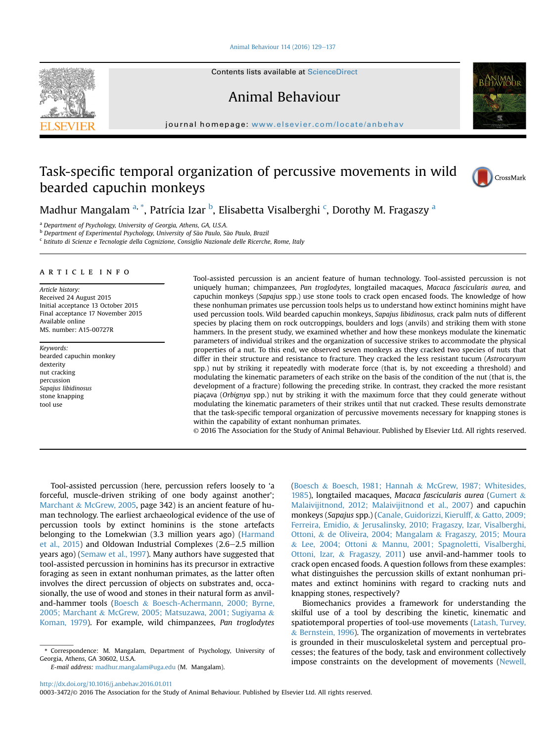Contents lists available at ScienceDirect

Animal Behaviour

journal homepage: www.elsevier.com/locate/anbehav

# Task-specific temporal organization of percussive movements in wild bearded capuchin monkeys

Madhur Mangalam [a,*], Patrícia Izar [b], Elisabetta Visalberghi [c], Dorothy M. Fragaszy [a]

[a] Department of Psychology, University of Georgia, Athens, GA, U.S.A.
[b] Department of Experimental Psychology, University of São Paulo, São Paulo, Brazil
[c] Istituto di Scienze e Tecnologie della Cognizione, Consiglio Nazionale delle Ricerche, Rome, Italy

ARTICLE INFO

*Article history:*
Received 24 August 2015
Initial acceptance 13 October 2015
Final acceptance 17 November 2015
Available online
MS. number: A15-00727R

*Keywords:*
bearded capuchin monkey
dexterity
nut cracking
percussion
*Sapajus libidinosus*
stone knapping
tool use

Tool-assisted percussion is an ancient feature of human technology. Tool-assisted percussion is not uniquely human; chimpanzees, *Pan troglodytes*, longtailed macaques, *Macaca fascicularis aurea*, and capuchin monkeys (*Sapajus* spp.) use stone tools to crack open encased foods. The knowledge of how these nonhuman primates use percussion tools helps us to understand how extinct hominins might have used percussion tools. Wild bearded capuchin monkeys, *Sapajus libidinosus*, crack palm nuts of different species by placing them on rock outcroppings, boulders and logs (anvils) and striking them with stone hammers. In the present study, we examined whether and how these monkeys modulate the kinematic parameters of individual strikes and the organization of successive strikes to accommodate the physical properties of a nut. To this end, we observed seven monkeys as they cracked two species of nuts that differ in their structure and resistance to fracture. They cracked the less resistant tucum (*Astrocaryum* spp.) nut by striking it repeatedly with moderate force (that is, by not exceeding a threshold) and modulating the kinematic parameters of each strike on the basis of the condition of the nut (that is, the development of a fracture) following the preceding strike. In contrast, they cracked the more resistant piaçava (*Orbignya* spp.) nut by striking it with the maximum force that they could generate without modulating the kinematic parameters of their strikes until that nut cracked. These results demonstrate that the task-specific temporal organization of percussive movements necessary for knapping stones is within the capability of extant nonhuman primates.

© 2016 The Association for the Study of Animal Behaviour. Published by Elsevier Ltd. All rights reserved.

Tool-assisted percussion (here, percussion refers loosely to 'a forceful, muscle-driven striking of one body against another'; Marchant & McGrew, 2005, page 342) is an ancient feature of human technology. The earliest archaeological evidence of the use of percussion tools by extinct hominins is the stone artefacts belonging to the Lomekwian (3.3 million years ago) (Harmand et al., 2015) and Oldowan Industrial Complexes (2.6–2.5 million years ago) (Semaw et al., 1997). Many authors have suggested that tool-assisted percussion in hominins has its precursor in extractive foraging as seen in extant nonhuman primates, as the latter often involves the direct percussion of objects on substrates and, occasionally, the use of wood and stones in their natural form as anvil-and-hammer tools (Boesch & Boesch-Achermann, 2000; Byrne, 2005; Marchant & McGrew, 2005; Matsuzawa, 2001; Sugiyama & Koman, 1979). For example, wild chimpanzees, *Pan troglodytes* (Boesch & Boesch, 1981; Hannah & McGrew, 1987; Whitesides, 1985), longtailed macaques, *Macaca fascicularis aurea* (Gumert & Malaivijitnond, 2012; Malaivijitnond et al., 2007) and capuchin monkeys (*Sapajus* spp.) (Canale, Guidorizzi, Kierulff, & Gatto, 2009; Ferreira, Emidio, & Jerusalinsky, 2010; Fragaszy, Izar, Visalberghi, Ottoni, & de Oliveira, 2004; Mangalam & Fragaszy, 2015; Moura & Lee, 2004; Ottoni & Mannu, 2001; Spagnoletti, Visalberghi, Ottoni, Izar, & Fragaszy, 2011) use anvil-and-hammer tools to crack open encased foods. A question follows from these examples: what distinguishes the percussion skills of extant nonhuman primates and extinct hominins with regard to cracking nuts and knapping stones, respectively?

Biomechanics provides a framework for understanding the skilful use of a tool by describing the kinetic, kinematic and spatiotemporal properties of tool-use movements (Latash, Turvey, & Bernstein, 1996). The organization of movements in vertebrates is grounded in their musculoskeletal system and perceptual processes; the features of the body, task and environment collectively impose constraints on the development of movements (Newell,

* Correspondence: M. Mangalam, Department of Psychology, University of Georgia, Athens, GA 30602, U.S.A.
*E-mail address:* madhur.mangalam@uga.edu (M. Mangalam).

http://dx.doi.org/10.1016/j.anbehav.2016.01.011
0003-3472/© 2016 The Association for the Study of Animal Behaviour. Published by Elsevier Ltd. All rights reserved.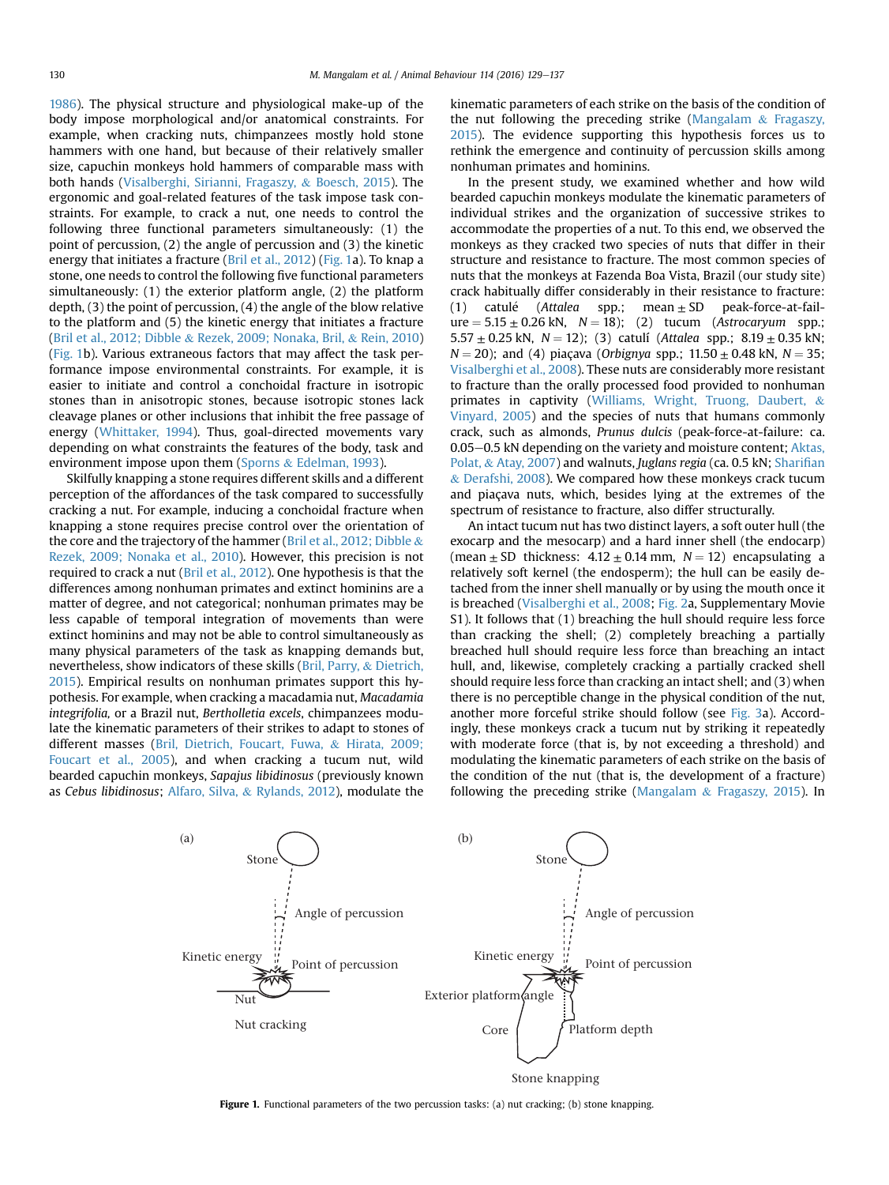1986). The physical structure and physiological make-up of the body impose morphological and/or anatomical constraints. For example, when cracking nuts, chimpanzees mostly hold stone hammers with one hand, but because of their relatively smaller size, capuchin monkeys hold hammers of comparable mass with both hands (Visalberghi, Sirianni, Fragaszy, & Boesch, 2015). The ergonomic and goal-related features of the task impose task constraints. For example, to crack a nut, one needs to control the following three functional parameters simultaneously: (1) the point of percussion, (2) the angle of percussion and (3) the kinetic energy that initiates a fracture (Bril et al., 2012) (Fig. 1a). To knap a stone, one needs to control the following five functional parameters simultaneously: (1) the exterior platform angle, (2) the platform depth, (3) the point of percussion, (4) the angle of the blow relative to the platform and (5) the kinetic energy that initiates a fracture (Bril et al., 2012; Dibble & Rezek, 2009; Nonaka, Bril, & Rein, 2010) (Fig. 1b). Various extraneous factors that may affect the task performance impose environmental constraints. For example, it is easier to initiate and control a conchoidal fracture in isotropic stones than in anisotropic stones, because isotropic stones lack cleavage planes or other inclusions that inhibit the free passage of energy (Whittaker, 1994). Thus, goal-directed movements vary depending on what constraints the features of the body, task and environment impose upon them (Sporns & Edelman, 1993).

Skillfully knapping a stone requires different skills and a different perception of the affordances of the task compared to successfully cracking a nut. For example, inducing a conchoidal fracture when knapping a stone requires precise control over the orientation of the core and the trajectory of the hammer (Bril et al., 2012; Dibble & Rezek, 2009; Nonaka et al., 2010). However, this precision is not required to crack a nut (Bril et al., 2012). One hypothesis is that the differences among nonhuman primates and extinct hominins are a matter of degree, and not categorical; nonhuman primates may be less capable of temporal integration of movements than were extinct hominins and may not be able to control simultaneously as many physical parameters of the task as knapping demands but, nevertheless, show indicators of these skills (Bril, Parry, & Dietrich, 2015). Empirical results on nonhuman primates support this hypothesis. For example, when cracking a macadamia nut, *Macadamia integrifolia*, or a Brazil nut, *Bertholletia excels*, chimpanzees modulate the kinematic parameters of their strikes to adapt to stones of different masses (Bril, Dietrich, Foucart, Fuwa, & Hirata, 2009; Foucart et al., 2005), and when cracking a tucum nut, wild bearded capuchin monkeys, *Sapajus libidinosus* (previously known as *Cebus libidinosus*; Alfaro, Silva, & Rylands, 2012), modulate the kinematic parameters of each strike on the basis of the condition of the nut following the preceding strike (Mangalam & Fragaszy, 2015). The evidence supporting this hypothesis forces us to rethink the emergence and continuity of percussion skills among nonhuman primates and hominins.

In the present study, we examined whether and how wild bearded capuchin monkeys modulate the kinematic parameters of individual strikes and the organization of successive strikes to accommodate the properties of a nut. To this end, we observed the monkeys as they cracked two species of nuts that differ in their structure and resistance to fracture. The most common species of nuts that the monkeys at Fazenda Boa Vista, Brazil (our study site) crack habitually differ considerably in their resistance to fracture: (1) catulé (*Attalea* spp.; mean ± SD peak-force-at-failure = 5.15 ± 0.26 kN, $N = 18$); (2) tucum (*Astrocaryum* spp.; 5.57 ± 0.25 kN, $N = 12$); (3) catulí (*Attalea* spp.; 8.19 ± 0.35 kN; $N = 20$); and (4) piaçava (*Orbignya* spp.; 11.50 ± 0.48 kN, $N = 35$; Visalberghi et al., 2008). These nuts are considerably more resistant to fracture than the orally processed food provided to nonhuman primates in captivity (Williams, Wright, Truong, Daubert, & Vinyard, 2005) and the species of nuts that humans commonly crack, such as almonds, *Prunus dulcis* (peak-force-at-failure: ca. 0.05–0.5 kN depending on the variety and moisture content; Aktas, Polat, & Atay, 2007) and walnuts, *Juglans regia* (ca. 0.5 kN; Sharifian & Derafshi, 2008). We compared how these monkeys crack tucum and piaçava nuts, which, besides lying at the extremes of the spectrum of resistance to fracture, also differ structurally.

An intact tucum nut has two distinct layers, a soft outer hull (the exocarp and the mesocarp) and a hard inner shell (the endocarp) (mean ± SD thickness: 4.12 ± 0.14 mm, $N = 12$) encapsulating a relatively soft kernel (the endosperm); the hull can be easily detached from the inner shell manually or by using the mouth once it is breached (Visalberghi et al., 2008; Fig. 2a, Supplementary Movie S1). It follows that (1) breaching the hull should require less force than cracking the shell; (2) completely breaching a partially breached hull should require less force than breaching an intact hull, and, likewise, completely cracking a partially cracked shell should require less force than cracking an intact shell; and (3) when there is no perceptible change in the physical condition of the nut, another more forceful strike should follow (see Fig. 3a). Accordingly, these monkeys crack a tucum nut by striking it repeatedly with moderate force (that is, by not exceeding a threshold) and modulating the kinematic parameters of each strike on the basis of the condition of the nut (that is, the development of a fracture) following the preceding strike (Mangalam & Fragaszy, 2015). In

**Figure 1.** Functional parameters of the two percussion tasks: (a) nut cracking; (b) stone knapping.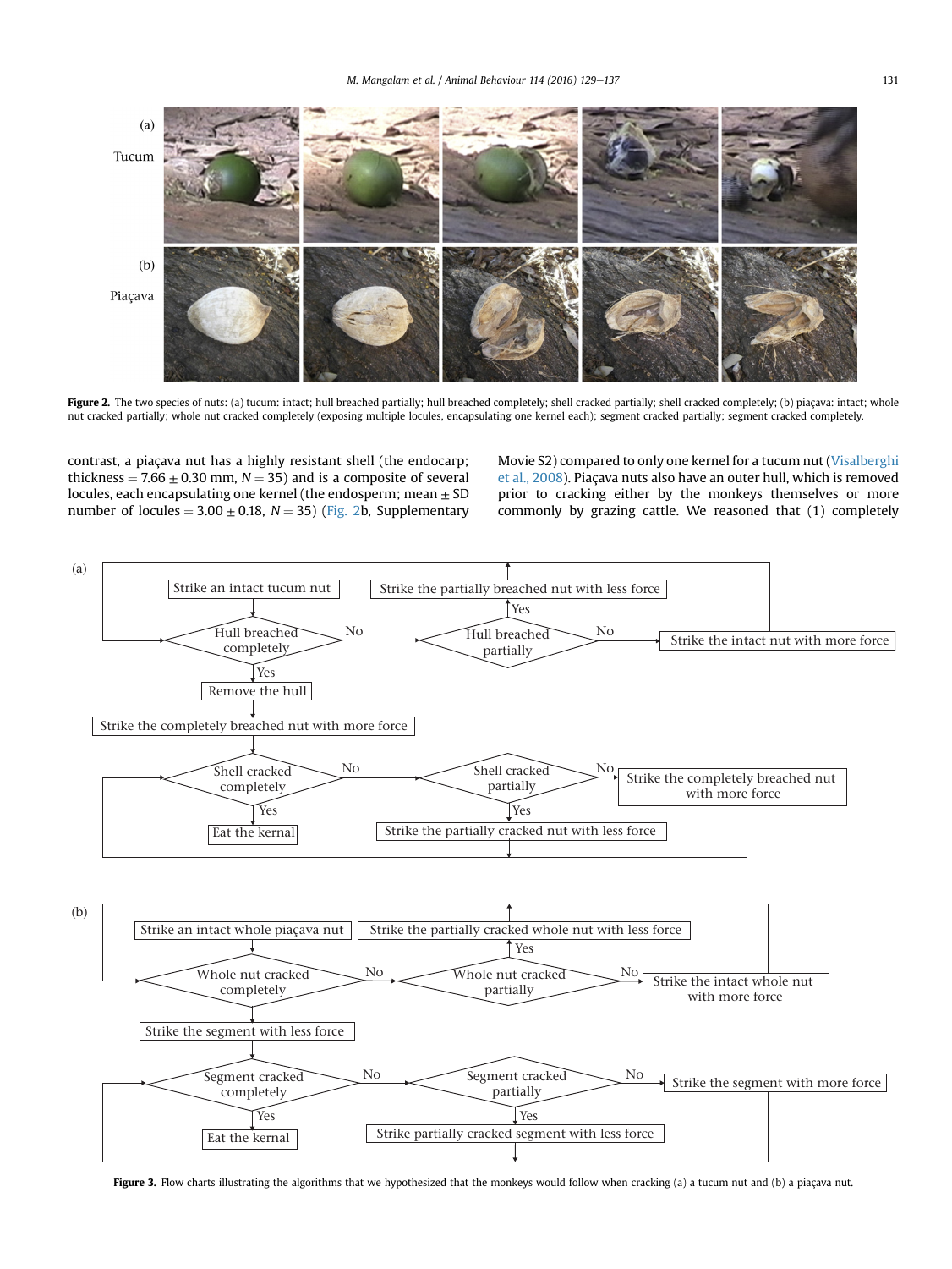Figure 2. The two species of nuts: (a) tucum: intact; hull breached partially; hull breached completely; shell cracked partially; shell cracked completely; (b) piaçava: intact; whole nut cracked partially; whole nut cracked completely (exposing multiple locules, encapsulating one kernel each); segment cracked partially; segment cracked completely.

contrast, a piaçava nut has a highly resistant shell (the endocarp; thickness = 7.66 ± 0.30 mm, $N = 35$) and is a composite of several locules, each encapsulating one kernel (the endosperm; mean ± SD number of locules = 3.00 ± 0.18, $N = 35$) (Fig. 2b, Supplementary Movie S2) compared to only one kernel for a tucum nut (Visalberghi et al., 2008). Piaçava nuts also have an outer hull, which is removed prior to cracking either by the monkeys themselves or more commonly by grazing cattle. We reasoned that (1) completely

Figure 3. Flow charts illustrating the algorithms that we hypothesized that the monkeys would follow when cracking (a) a tucum nut and (b) a piaçava nut.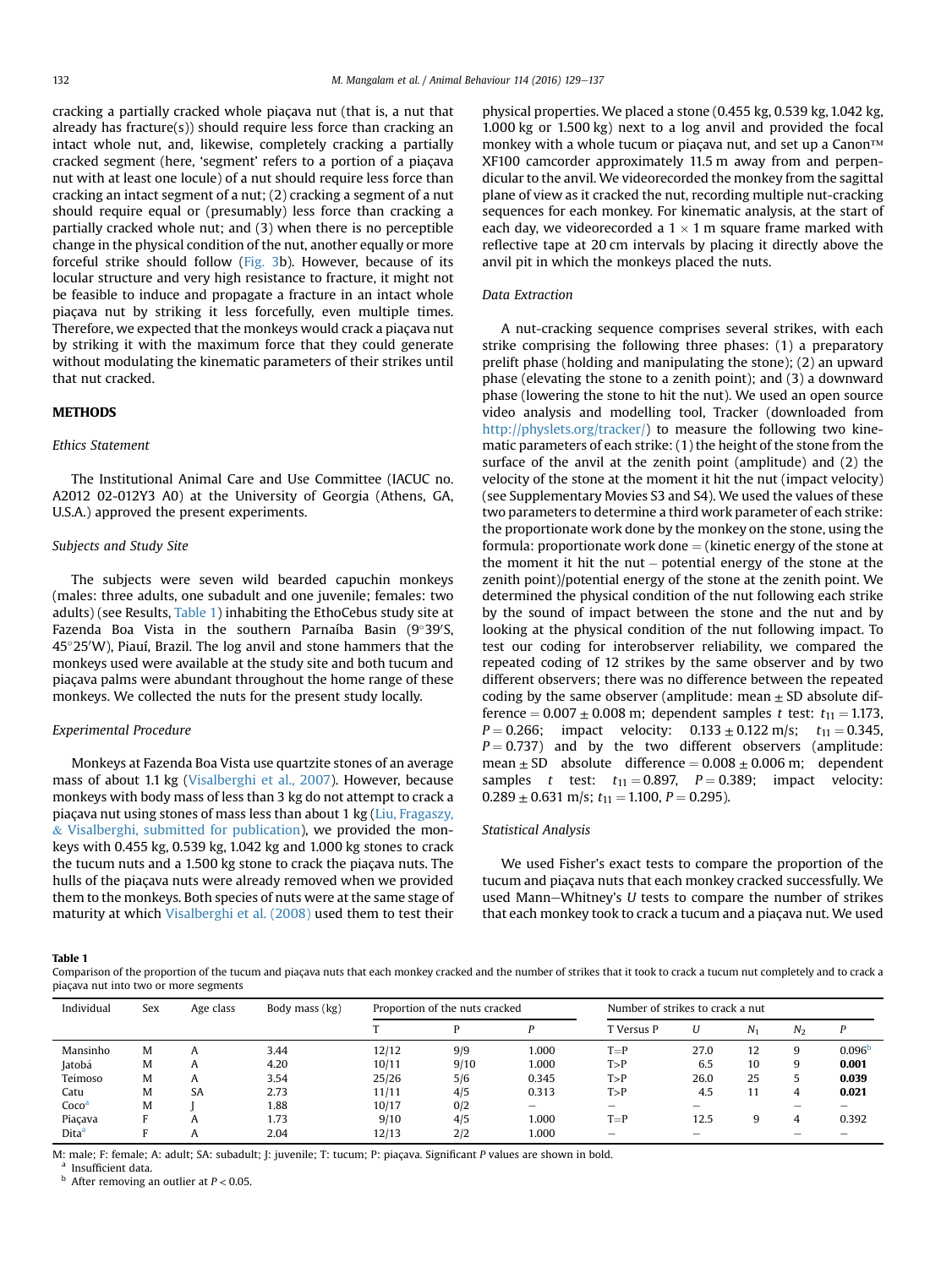cracking a partially cracked whole piaçava nut (that is, a nut that already has fracture(s)) should require less force than cracking an intact whole nut, and, likewise, completely cracking a partially cracked segment (here, 'segment' refers to a portion of a piaçava nut with at least one locule) of a nut should require less force than cracking an intact segment of a nut; (2) cracking a segment of a nut should require equal or (presumably) less force than cracking a partially cracked whole nut; and (3) when there is no perceptible change in the physical condition of the nut, another equally or more forceful strike should follow (Fig. 3b). However, because of its locular structure and very high resistance to fracture, it might not be feasible to induce and propagate a fracture in an intact whole piaçava nut by striking it less forcefully, even multiple times. Therefore, we expected that the monkeys would crack a piaçava nut by striking it with the maximum force that they could generate without modulating the kinematic parameters of their strikes until that nut cracked.

## METHODS

### Ethics Statement

The Institutional Animal Care and Use Committee (IACUC no. A2012 02-012Y3 A0) at the University of Georgia (Athens, GA, U.S.A.) approved the present experiments.

### Subjects and Study Site

The subjects were seven wild bearded capuchin monkeys (males: three adults, one subadult and one juvenile; females: two adults) (see Results, Table 1) inhabiting the EthoCebus study site at Fazenda Boa Vista in the southern Parnaíba Basin (9°39′S, 45°25′W), Piauí, Brazil. The log anvil and stone hammers that the monkeys used were available at the study site and both tucum and piaçava palms were abundant throughout the home range of these monkeys. We collected the nuts for the present study locally.

### Experimental Procedure

Monkeys at Fazenda Boa Vista use quartzite stones of an average mass of about 1.1 kg (Visalberghi et al., 2007). However, because monkeys with body mass of less than 3 kg do not attempt to crack a piaçava nut using stones of mass less than about 1 kg (Liu, Fragaszy, & Visalberghi, submitted for publication), we provided the monkeys with 0.455 kg, 0.539 kg, 1.042 kg and 1.000 kg stones to crack the tucum nuts and a 1.500 kg stone to crack the piaçava nuts. The hulls of the piaçava nuts were already removed when we provided them to the monkeys. Both species of nuts were at the same stage of maturity at which Visalberghi et al. (2008) used them to test their physical properties. We placed a stone (0.455 kg, 0.539 kg, 1.042 kg, 1.000 kg or 1.500 kg) next to a log anvil and provided the focal monkey with a whole tucum or piaçava nut, and set up a Canon™ XF100 camcorder approximately 11.5 m away from and perpendicular to the anvil. We videorecorded the monkey from the sagittal plane of view as it cracked the nut, recording multiple nut-cracking sequences for each monkey. For kinematic analysis, at the start of each day, we videorecorded a 1 × 1 m square frame marked with reflective tape at 20 cm intervals by placing it directly above the anvil pit in which the monkeys placed the nuts.

### Data Extraction

A nut-cracking sequence comprises several strikes, with each strike comprising the following three phases: (1) a preparatory prelift phase (holding and manipulating the stone); (2) an upward phase (elevating the stone to a zenith point); and (3) a downward phase (lowering the stone to hit the nut). We used an open source video analysis and modelling tool, Tracker (downloaded from http://physlets.org/tracker/) to measure the following two kinematic parameters of each strike: (1) the height of the stone from the surface of the anvil at the zenith point (amplitude) and (2) the velocity of the stone at the moment it hit the nut (impact velocity) (see Supplementary Movies S3 and S4). We used the values of these two parameters to determine a third work parameter of each strike: the proportionate work done by the monkey on the stone, using the formula: proportionate work done = (kinetic energy of the stone at the moment it hit the nut − potential energy of the stone at the zenith point)/potential energy of the stone at the zenith point. We determined the physical condition of the nut following each strike by the sound of impact between the stone and the nut and by looking at the physical condition of the nut following impact. To test our coding for interobserver reliability, we compared the repeated coding of 12 strikes by the same observer and by two different observers; there was no difference between the repeated coding by the same observer (amplitude: mean ± SD absolute difference = 0.007 ± 0.008 m; dependent samples *t* test: $t_{11} = 1.173$, $P = 0.266$; impact velocity: 0.133 ± 0.122 m/s; $t_{11} = 0.345$, $P = 0.737$) and by the two different observers (amplitude: mean ± SD absolute difference = 0.008 ± 0.006 m; dependent samples *t* test: $t_{11} = 0.897$, $P = 0.389$; impact velocity: 0.289 ± 0.631 m/s; $t_{11} = 1.100$, $P = 0.295$).

### Statistical Analysis

We used Fisher's exact tests to compare the proportion of the tucum and piaçava nuts that each monkey cracked successfully. We used Mann–Whitney's *U* tests to compare the number of strikes that each monkey took to crack a tucum and a piaçava nut. We used

**Table 1**
Comparison of the proportion of the tucum and piaçava nuts that each monkey cracked and the number of strikes that it took to crack a tucum nut completely and to crack a piaçava nut into two or more segments

| Individual | Sex | Age class | Body mass (kg) | Proportion of the nuts cracked | | | Number of strikes to crack a nut | | | | |
|---|---|---|---|---|---|---|---|---|---|---|---|
| | | | | T | P | *P* | T Versus P | *U* | $N_1$ | $N_2$ | *P* |
| Mansinho | M | A | 3.44 | 12/12 | 9/9 | 1.000 | T=P | 27.0 | 12 | 9 | 0.096[b] |
| Jatobá | M | A | 4.20 | 10/11 | 9/10 | 1.000 | T>P | 6.5 | 10 | 9 | **0.001** |
| Teimoso | M | A | 3.54 | 25/26 | 5/6 | 0.345 | T>P | 26.0 | 25 | 5 | **0.039** |
| Catu | M | SA | 2.73 | 11/11 | 4/5 | 0.313 | T>P | 4.5 | 11 | 4 | **0.021** |
| Coco[a] | M | J | 1.88 | 10/17 | 0/2 | – | – | – | – | – | – |
| Piaçava | F | A | 1.73 | 9/10 | 4/5 | 1.000 | T=P | 12.5 | 9 | 4 | 0.392 |
| Dita[a] | F | A | 2.04 | 12/13 | 2/2 | 1.000 | – | – | – | – | – |

M: male; F: female; A: adult; SA: subadult; J: juvenile; T: tucum; P: piaçava. Significant *P* values are shown in bold.
[a] Insufficient data.
[b] After removing an outlier at $P < 0.05$.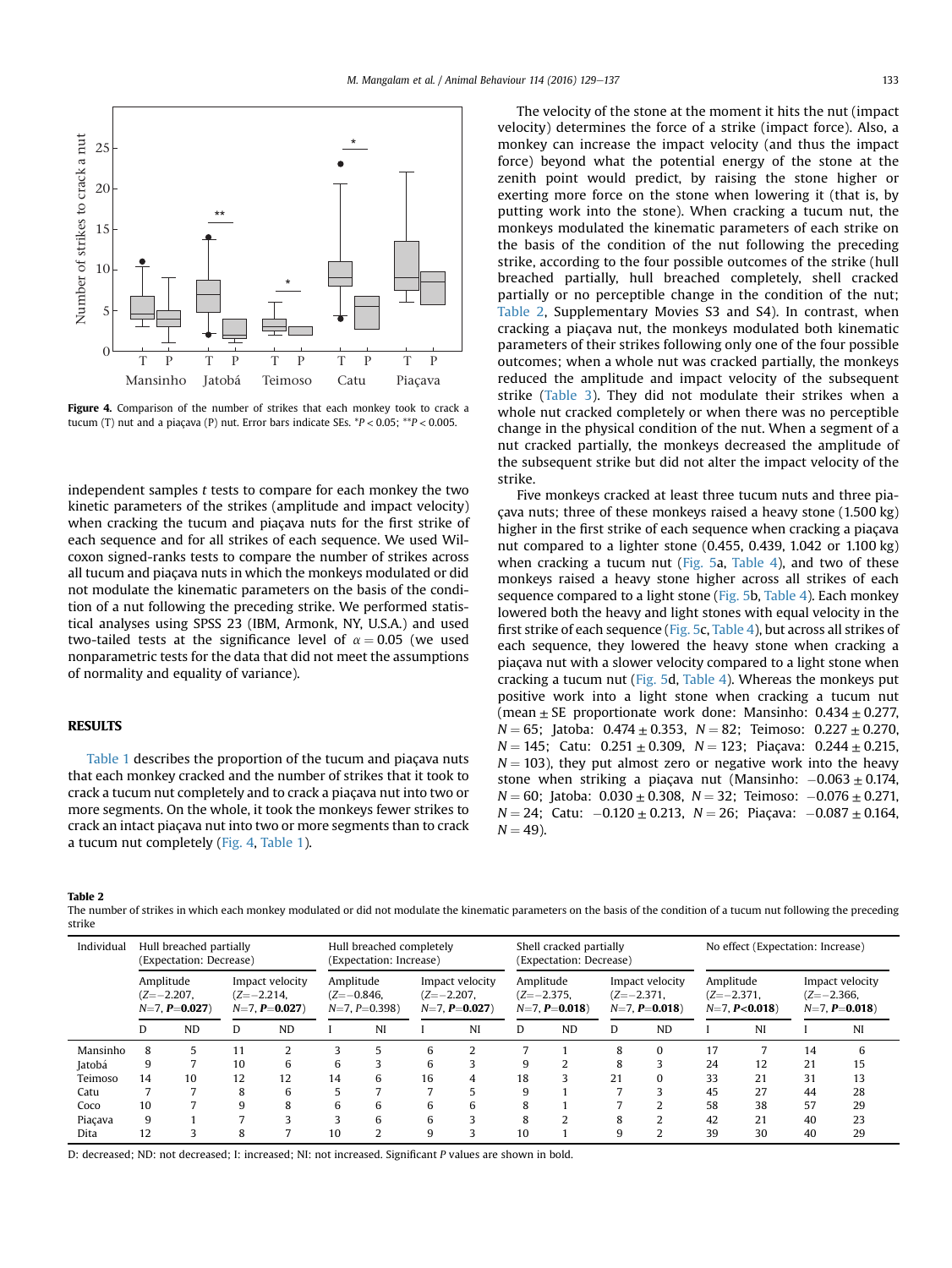Figure 4. Comparison of the number of strikes that each monkey took to crack a tucum (T) nut and a piaçava (P) nut. Error bars indicate SEs. $*P < 0.05$; $**P < 0.005$.

independent samples $t$ tests to compare for each monkey the two kinetic parameters of the strikes (amplitude and impact velocity) when cracking the tucum and piaçava nuts for the first strike of each sequence and for all strikes of each sequence. We used Wilcoxon signed-ranks tests to compare the number of strikes across all tucum and piaçava nuts in which the monkeys modulated or did not modulate the kinematic parameters on the basis of the condition of a nut following the preceding strike. We performed statistical analyses using SPSS 23 (IBM, Armonk, NY, U.S.A.) and used two-tailed tests at the significance level of $\alpha = 0.05$ (we used nonparametric tests for the data that did not meet the assumptions of normality and equality of variance).

## RESULTS

Table 1 describes the proportion of the tucum and piaçava nuts that each monkey cracked and the number of strikes that it took to crack a tucum nut completely and to crack a piaçava nut into two or more segments. On the whole, it took the monkeys fewer strikes to crack an intact piaçava nut into two or more segments than to crack a tucum nut completely (Fig. 4, Table 1).

The velocity of the stone at the moment it hits the nut (impact velocity) determines the force of a strike (impact force). Also, a monkey can increase the impact velocity (and thus the impact force) beyond what the potential energy of the stone at the zenith point would predict, by raising the stone higher or exerting more force on the stone when lowering it (that is, by putting work into the stone). When cracking a tucum nut, the monkeys modulated the kinematic parameters of each strike on the basis of the condition of the nut following the preceding strike, according to the four possible outcomes of the strike (hull breached partially, hull breached completely, shell cracked partially or no perceptible change in the condition of the nut; Table 2, Supplementary Movies S3 and S4). In contrast, when cracking a piaçava nut, the monkeys modulated both kinematic parameters of their strikes following only one of the four possible outcomes; when a whole nut was cracked partially, the monkeys reduced the amplitude and impact velocity of the subsequent strike (Table 3). They did not modulate their strikes when a whole nut cracked completely or when there was no perceptible change in the physical condition of the nut. When a segment of a nut cracked partially, the monkeys decreased the amplitude of the subsequent strike but did not alter the impact velocity of the strike.

Five monkeys cracked at least three tucum nuts and three piaçava nuts; three of these monkeys raised a heavy stone (1.500 kg) higher in the first strike of each sequence when cracking a piaçava nut compared to a lighter stone (0.455, 0.439, 1.042 or 1.100 kg) when cracking a tucum nut (Fig. 5a, Table 4), and two of these monkeys raised a heavy stone higher across all strikes of each sequence compared to a light stone (Fig. 5b, Table 4). Each monkey lowered both the heavy and light stones with equal velocity in the first strike of each sequence (Fig. 5c, Table 4), but across all strikes of each sequence, they lowered the heavy stone when cracking a piaçava nut with a slower velocity compared to a light stone when cracking a tucum nut (Fig. 5d, Table 4). Whereas the monkeys put positive work into a light stone when cracking a tucum nut (mean ± SE proportionate work done: Mansinho: $0.434 \pm 0.277$, $N = 65$; Jatoba: $0.474 \pm 0.353$, $N = 82$; Teimoso: $0.227 \pm 0.270$, $N = 145$; Catu: $0.251 \pm 0.309$, $N = 123$; Piaçava: $0.244 \pm 0.215$, $N = 103$), they put almost zero or negative work into the heavy stone when striking a piaçava nut (Mansinho: $-0.063 \pm 0.174$, $N = 60$; Jatoba: $0.030 \pm 0.308$, $N = 32$; Teimoso: $-0.076 \pm 0.271$, $N = 24$; Catu: $-0.120 \pm 0.213$, $N = 26$; Piaçava: $-0.087 \pm 0.164$, $N = 49$).

**Table 2**
The number of strikes in which each monkey modulated or did not modulate the kinematic parameters on the basis of the condition of a tucum nut following the preceding strike

| Individual | Hull breached partially (Expectation: Decrease) | | | | Hull breached completely (Expectation: Increase) | | | | Shell cracked partially (Expectation: Decrease) | | | | No effect (Expectation: Increase) | | | |
|---|---|---|---|---|---|---|---|---|---|---|---|---|---|---|---|---|
| | Amplitude ($Z=-2.207$, $N=7$, $P$=**0.027**) | | Impact velocity ($Z=-2.214$, $N=7$, $P$=**0.027**) | | Amplitude ($Z=-0.846$, $N=7$, $P=0.398$) | | Impact velocity ($Z=-2.207$, $N=7$, $P$=**0.027**) | | Amplitude ($Z=-2.375$, $N=7$, $P$=**0.018**) | | Impact velocity ($Z=-2.371$, $N=7$, $P$=**0.018**) | | Amplitude ($Z=-2.371$, $N=7$, $P$<**0.018**) | | Impact velocity ($Z=-2.366$, $N=7$, $P$=**0.018**) | |
| | D | ND | D | ND | I | NI | I | NI | D | ND | D | ND | I | NI | I | NI |
| Mansinho | 8 | 5 | 11 | 2 | 3 | 5 | 6 | 2 | 7 | 1 | 8 | 0 | 17 | 7 | 14 | 6 |
| Jatobá | 9 | 7 | 10 | 6 | 6 | 3 | 6 | 3 | 9 | 2 | 8 | 3 | 24 | 12 | 21 | 15 |
| Teimoso | 14 | 10 | 12 | 12 | 14 | 6 | 16 | 4 | 18 | 3 | 21 | 0 | 33 | 21 | 31 | 13 |
| Catu | 7 | 7 | 8 | 6 | 5 | 7 | 7 | 5 | 9 | 1 | 7 | 3 | 45 | 27 | 44 | 28 |
| Coco | 10 | 7 | 9 | 8 | 6 | 6 | 6 | 6 | 8 | 1 | 7 | 2 | 58 | 38 | 57 | 29 |
| Piaçava | 9 | 1 | 7 | 3 | 3 | 6 | 6 | 3 | 8 | 2 | 8 | 2 | 42 | 21 | 40 | 23 |
| Dita | 12 | 3 | 8 | 7 | 10 | 2 | 9 | 3 | 10 | 1 | 9 | 2 | 39 | 30 | 40 | 29 |

D: decreased; ND: not decreased; I: increased; NI: not increased. Significant $P$ values are shown in bold.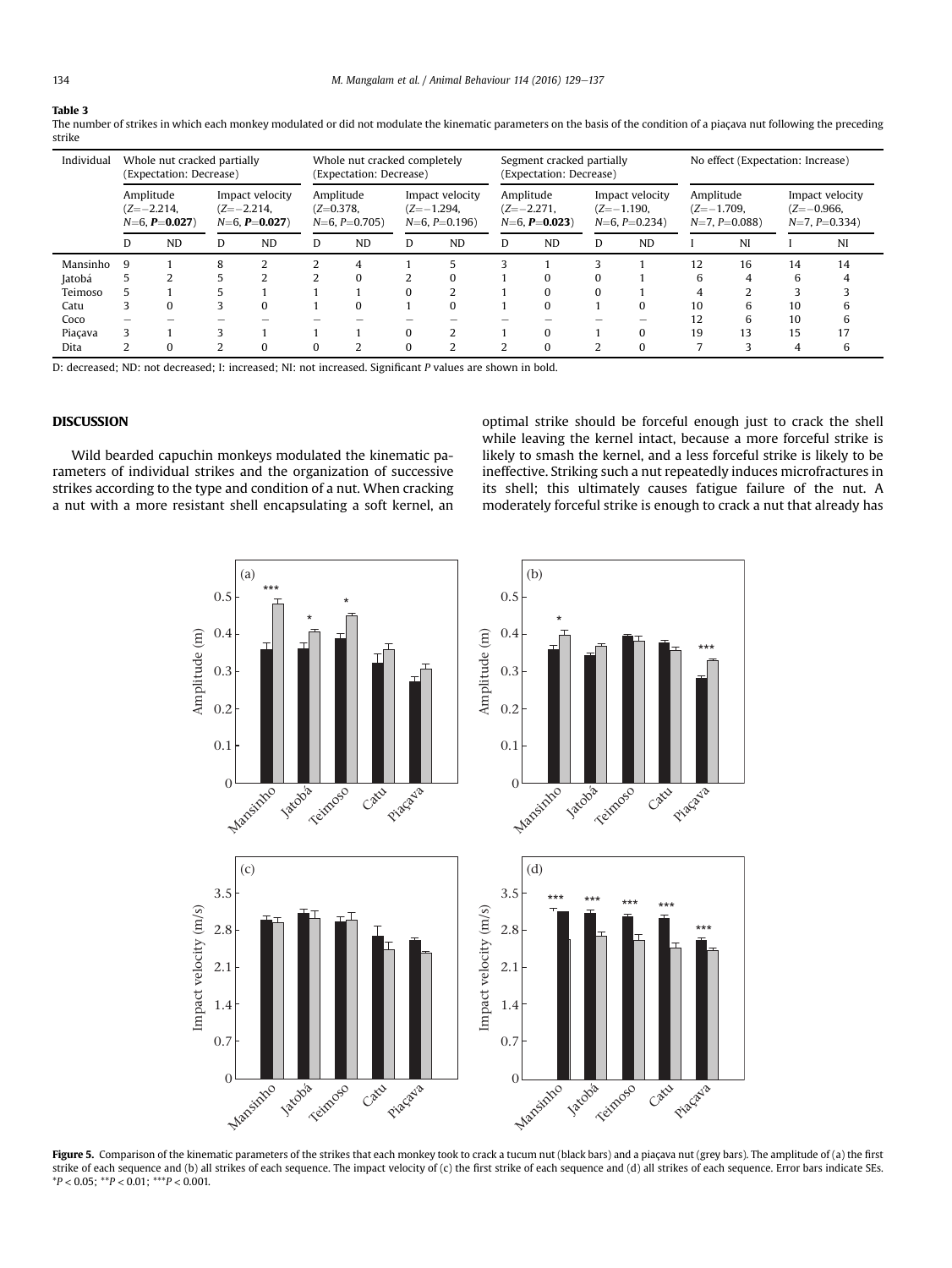**Table 3**

The number of strikes in which each monkey modulated or did not modulate the kinematic parameters on the basis of the condition of a piaçava nut following the preceding strike

| Individual | Whole nut cracked partially (Expectation: Decrease) | | | | Whole nut cracked completely (Expectation: Decrease) | | | | Segment cracked partially (Expectation: Decrease) | | | | No effect (Expectation: Increase) | | | |
|---|---|---|---|---|---|---|---|---|---|---|---|---|---|---|---|---|
| | Amplitude ($Z$=−2.214, $N$=6, $P$=**0.027**) | | Impact velocity ($Z$=−2.214, $N$=6, $P$=**0.027**) | | Amplitude ($Z$=0.378, $N$=6, $P$=0.705) | | Impact velocity ($Z$=−1.294, $N$=6, $P$=0.196) | | Amplitude ($Z$=−2.271, $N$=6, $P$=**0.023**) | | Impact velocity ($Z$=−1.190, $N$=6, $P$=0.234) | | Amplitude ($Z$=−1.709, $N$=7, $P$=0.088) | | Impact velocity ($Z$=−0.966, $N$=7, $P$=0.334) | |
| | D | ND | D | ND | D | ND | D | ND | D | ND | D | ND | I | NI | I | NI |
| Mansinho | 9 | 1 | 8 | 2 | 2 | 4 | 1 | 5 | 3 | 1 | 3 | 1 | 12 | 16 | 14 | 14 |
| Jatobá | 5 | 2 | 5 | 2 | 2 | 0 | 2 | 0 | 1 | 0 | 0 | 1 | 6 | 4 | 6 | 4 |
| Teimoso | 5 | 1 | 5 | 1 | 1 | 1 | 0 | 2 | 1 | 0 | 0 | 1 | 4 | 2 | 3 | 3 |
| Catu | 3 | 0 | 3 | 0 | 1 | 0 | 1 | 0 | 1 | 0 | 1 | 0 | 10 | 6 | 10 | 6 |
| Coco | – | – | – | – | – | – | – | – | – | – | – | – | 12 | 6 | 10 | 6 |
| Piaçava | 3 | 1 | 3 | 1 | 1 | 1 | 0 | 2 | 1 | 0 | 1 | 0 | 19 | 13 | 15 | 17 |
| Dita | 2 | 0 | 2 | 0 | 0 | 2 | 0 | 2 | 2 | 0 | 2 | 0 | 7 | 3 | 4 | 6 |

D: decreased; ND: not decreased; I: increased; NI: not increased. Significant $P$ values are shown in bold.

## DISCUSSION

Wild bearded capuchin monkeys modulated the kinematic parameters of individual strikes and the organization of successive strikes according to the type and condition of a nut. When cracking a nut with a more resistant shell encapsulating a soft kernel, an optimal strike should be forceful enough just to crack the shell while leaving the kernel intact, because a more forceful strike is likely to smash the kernel, and a less forceful strike is likely to be ineffective. Striking such a nut repeatedly induces microfractures in its shell; this ultimately causes fatigue failure of the nut. A moderately forceful strike is enough to crack a nut that already has

**Figure 5.** Comparison of the kinematic parameters of the strikes that each monkey took to crack a tucum nut (black bars) and a piaçava nut (grey bars). The amplitude of (a) the first strike of each sequence and (b) all strikes of each sequence. The impact velocity of (c) the first strike of each sequence and (d) all strikes of each sequence. Error bars indicate SEs. $^{*}P < 0.05$; $^{**}P < 0.01$; $^{***}P < 0.001$.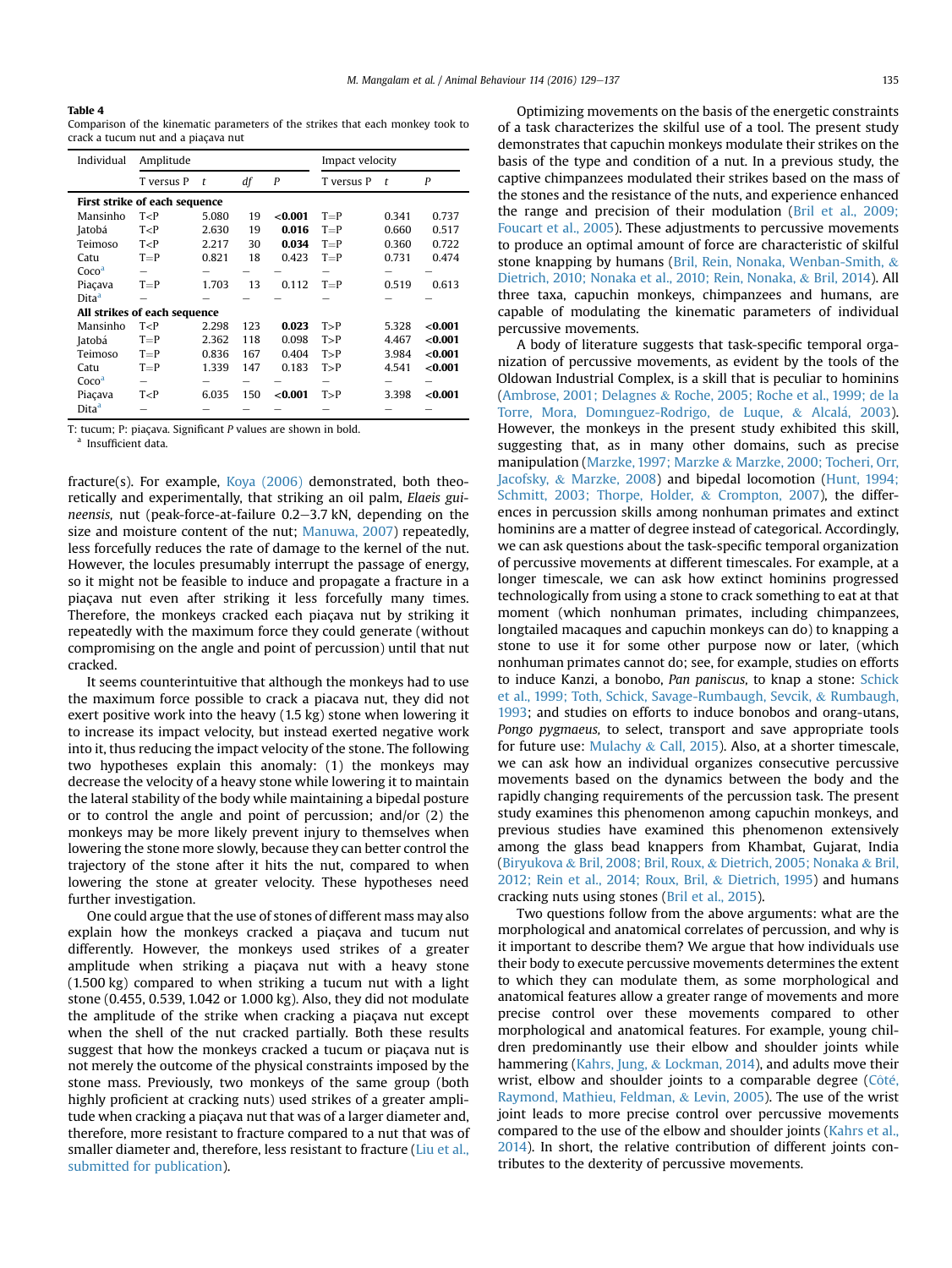**Table 4**
Comparison of the kinematic parameters of the strikes that each monkey took to crack a tucum nut and a piaçava nut

| Individual | Amplitude | | | | Impact velocity | | |
|---|---|---|---|---|---|---|---|
| | T versus P | $t$ | $df$ | $P$ | T versus P | $t$ | $P$ |
| **First strike of each sequence** | | | | | | | |
| Mansinho | T<P | 5.080 | 19 | **<0.001** | T=P | 0.341 | 0.737 |
| Jatobá | T<P | 2.630 | 19 | **0.016** | T=P | 0.660 | 0.517 |
| Teimoso | T<P | 2.217 | 30 | **0.034** | T=P | 0.360 | 0.722 |
| Catu | T=P | 0.821 | 18 | 0.423 | T=P | 0.731 | 0.474 |
| Coco[a] | – | – | – | – | – | – | – |
| Piaçava | T=P | 1.703 | 13 | 0.112 | T=P | 0.519 | 0.613 |
| Dita[a] | – | – | – | – | – | – | – |
| **All strikes of each sequence** | | | | | | | |
| Mansinho | T<P | 2.298 | 123 | **0.023** | T>P | 5.328 | **<0.001** |
| Jatobá | T=P | 2.362 | 118 | 0.098 | T>P | 4.467 | **<0.001** |
| Teimoso | T=P | 0.836 | 167 | 0.404 | T>P | 3.984 | **<0.001** |
| Catu | T=P | 1.339 | 147 | 0.183 | T>P | 4.541 | **<0.001** |
| Coco[a] | – | – | – | – | – | – | – |
| Piaçava | T<P | 6.035 | 150 | **<0.001** | T>P | 3.398 | **<0.001** |
| Dita[a] | – | – | – | – | – | – | – |

T: tucum; P: piaçava. Significant $P$ values are shown in bold.
[a] Insufficient data.

fracture(s). For example, Koya (2006) demonstrated, both theoretically and experimentally, that striking an oil palm, *Elaeis guineensis,* nut (peak-force-at-failure 0.2–3.7 kN, depending on the size and moisture content of the nut; Manuwa, 2007) repeatedly, less forcefully reduces the rate of damage to the kernel of the nut. However, the locules presumably interrupt the passage of energy, so it might not be feasible to induce and propagate a fracture in a piaçava nut even after striking it less forcefully many times. Therefore, the monkeys cracked each piaçava nut by striking it repeatedly with the maximum force they could generate (without compromising on the angle and point of percussion) until that nut cracked.

It seems counterintuitive that although the monkeys had to use the maximum force possible to crack a piacava nut, they did not exert positive work into the heavy (1.5 kg) stone when lowering it to increase its impact velocity, but instead exerted negative work into it, thus reducing the impact velocity of the stone. The following two hypotheses explain this anomaly: (1) the monkeys may decrease the velocity of a heavy stone while lowering it to maintain the lateral stability of the body while maintaining a bipedal posture or to control the angle and point of percussion; and/or (2) the monkeys may be more likely prevent injury to themselves when lowering the stone more slowly, because they can better control the trajectory of the stone after it hits the nut, compared to when lowering the stone at greater velocity. These hypotheses need further investigation.

One could argue that the use of stones of different mass may also explain how the monkeys cracked a piaçava and tucum nut differently. However, the monkeys used strikes of a greater amplitude when striking a piaçava nut with a heavy stone (1.500 kg) compared to when striking a tucum nut with a light stone (0.455, 0.539, 1.042 or 1.000 kg). Also, they did not modulate the amplitude of the strike when cracking a piaçava nut except when the shell of the nut cracked partially. Both these results suggest that how the monkeys cracked a tucum or piaçava nut is not merely the outcome of the physical constraints imposed by the stone mass. Previously, two monkeys of the same group (both highly proficient at cracking nuts) used strikes of a greater amplitude when cracking a piaçava nut that was of a larger diameter and, therefore, more resistant to fracture compared to a nut that was of smaller diameter and, therefore, less resistant to fracture (Liu et al., submitted for publication).

Optimizing movements on the basis of the energetic constraints of a task characterizes the skilful use of a tool. The present study demonstrates that capuchin monkeys modulate their strikes on the basis of the type and condition of a nut. In a previous study, the captive chimpanzees modulated their strikes based on the mass of the stones and the resistance of the nuts, and experience enhanced the range and precision of their modulation (Bril et al., 2009; Foucart et al., 2005). These adjustments to percussive movements to produce an optimal amount of force are characteristic of skilful stone knapping by humans (Bril, Rein, Nonaka, Wenban-Smith, & Dietrich, 2010; Nonaka et al., 2010; Rein, Nonaka, & Bril, 2014). All three taxa, capuchin monkeys, chimpanzees and humans, are capable of modulating the kinematic parameters of individual percussive movements.

A body of literature suggests that task-specific temporal organization of percussive movements, as evident by the tools of the Oldowan Industrial Complex, is a skill that is peculiar to hominins (Ambrose, 2001; Delagnes & Roche, 2005; Roche et al., 1999; de la Torre, Mora, Domınguez-Rodrigo, de Luque, & Alcalá, 2003). However, the monkeys in the present study exhibited this skill, suggesting that, as in many other domains, such as precise manipulation (Marzke, 1997; Marzke & Marzke, 2000; Tocheri, Orr, Jacofsky, & Marzke, 2008) and bipedal locomotion (Hunt, 1994; Schmitt, 2003; Thorpe, Holder, & Crompton, 2007), the differences in percussion skills among nonhuman primates and extinct hominins are a matter of degree instead of categorical. Accordingly, we can ask questions about the task-specific temporal organization of percussive movements at different timescales. For example, at a longer timescale, we can ask how extinct hominins progressed technologically from using a stone to crack something to eat at that moment (which nonhuman primates, including chimpanzees, longtailed macaques and capuchin monkeys can do) to knapping a stone to use it for some other purpose now or later, (which nonhuman primates cannot do; see, for example, studies on efforts to induce Kanzi, a bonobo, *Pan paniscus,* to knap a stone: Schick et al., 1999; Toth, Schick, Savage-Rumbaugh, Sevcik, & Rumbaugh, 1993; and studies on efforts to induce bonobos and orang-utans, *Pongo pygmaeus,* to select, transport and save appropriate tools for future use: Mulachy & Call, 2015). Also, at a shorter timescale, we can ask how an individual organizes consecutive percussive movements based on the dynamics between the body and the rapidly changing requirements of the percussion task. The present study examines this phenomenon among capuchin monkeys, and previous studies have examined this phenomenon extensively among the glass bead knappers from Khambat, Gujarat, India (Biryukova & Bril, 2008; Bril, Roux, & Dietrich, 2005; Nonaka & Bril, 2012; Rein et al., 2014; Roux, Bril, & Dietrich, 1995) and humans cracking nuts using stones (Bril et al., 2015).

Two questions follow from the above arguments: what are the morphological and anatomical correlates of percussion, and why is it important to describe them? We argue that how individuals use their body to execute percussive movements determines the extent to which they can modulate them, as some morphological and anatomical features allow a greater range of movements and more precise control over these movements compared to other morphological and anatomical features. For example, young children predominantly use their elbow and shoulder joints while hammering (Kahrs, Jung, & Lockman, 2014), and adults move their wrist, elbow and shoulder joints to a comparable degree (Côté, Raymond, Mathieu, Feldman, & Levin, 2005). The use of the wrist joint leads to more precise control over percussive movements compared to the use of the elbow and shoulder joints (Kahrs et al., 2014). In short, the relative contribution of different joints contributes to the dexterity of percussive movements.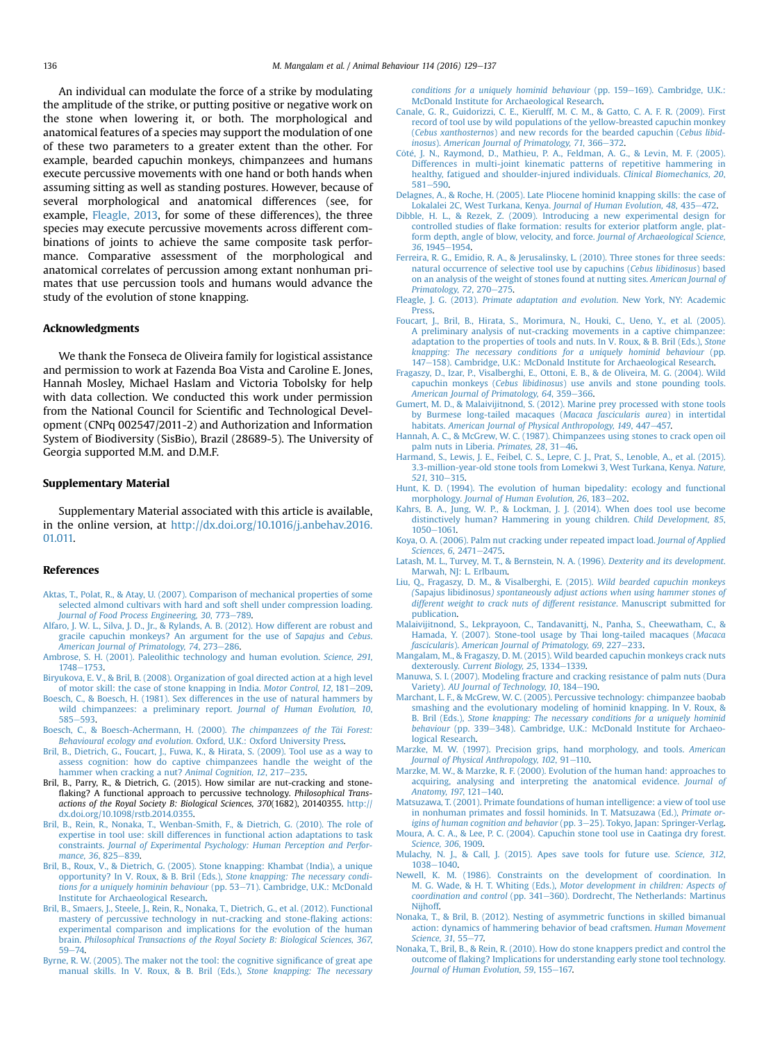An individual can modulate the force of a strike by modulating the amplitude of the strike, or putting positive or negative work on the stone when lowering it, or both. The morphological and anatomical features of a species may support the modulation of one of these two parameters to a greater extent than the other. For example, bearded capuchin monkeys, chimpanzees and humans execute percussive movements with one hand or both hands when assuming sitting as well as standing postures. However, because of several morphological and anatomical differences (see, for example, Fleagle, 2013, for some of these differences), the three species may execute percussive movements across different combinations of joints to achieve the same composite task performance. Comparative assessment of the morphological and anatomical correlates of percussion among extant nonhuman primates that use percussion tools and humans would advance the study of the evolution of stone knapping.

## Acknowledgments

We thank the Fonseca de Oliveira family for logistical assistance and permission to work at Fazenda Boa Vista and Caroline E. Jones, Hannah Mosley, Michael Haslam and Victoria Tobolsky for help with data collection. We conducted this work under permission from the National Council for Scientific and Technological Development (CNPq 002547/2011-2) and Authorization and Information System of Biodiversity (SisBio), Brazil (28689-5). The University of Georgia supported M.M. and D.M.F.

## Supplementary Material

Supplementary Material associated with this article is available, in the online version, at http://dx.doi.org/10.1016/j.anbehav.2016.01.011.

## References

Aktas, T., Polat, R., & Atay, U. (2007). Comparison of mechanical properties of some selected almond cultivars with hard and soft shell under compression loading. *Journal of Food Process Engineering, 30*, 773–789.

Alfaro, J. W. L., Silva, J. D., Jr., & Rylands, A. B. (2012). How different are robust and gracile capuchin monkeys? An argument for the use of *Sapajus* and *Cebus*. *American Journal of Primatology, 74*, 273–286.

Ambrose, S. H. (2001). Paleolithic technology and human evolution. *Science, 291*, 1748–1753.

Biryukova, E. V., & Bril, B. (2008). Organization of goal directed action at a high level of motor skill: the case of stone knapping in India. *Motor Control, 12*, 181–209.

Boesch, C., & Boesch, H. (1981). Sex differences in the use of natural hammers by wild chimpanzees: a preliminary report. *Journal of Human Evolution, 10*, 585–593.

Boesch, C., & Boesch-Achermann, H. (2000). *The chimpanzees of the Taï Forest: Behavioural ecology and evolution*. Oxford, U.K.: Oxford University Press.

Bril, B., Dietrich, G., Foucart, J., Fuwa, K., & Hirata, S. (2009). Tool use as a way to assess cognition: how do captive chimpanzees handle the weight of the hammer when cracking a nut? *Animal Cognition, 12*, 217–235.

Bril, B., Parry, R., & Dietrich, G. (2015). How similar are nut-cracking and stone-flaking? A functional approach to percussive technology. *Philosophical Transactions of the Royal Society B: Biological Sciences, 370*(1682), 20140355. http://dx.doi.org/10.1098/rstb.2014.0355.

Bril, B., Rein, R., Nonaka, T., Wenban-Smith, F., & Dietrich, G. (2010). The role of expertise in tool use: skill differences in functional action adaptations to task constraints. *Journal of Experimental Psychology: Human Perception and Performance, 36*, 825–839.

Bril, B., Roux, V., & Dietrich, G. (2005). Stone knapping: Khambat (India), a unique opportunity? In V. Roux, & B. Bril (Eds.), *Stone knapping: The necessary conditions for a uniquely hominin behaviour* (pp. 53–71). Cambridge, U.K.: McDonald Institute for Archaeological Research.

Bril, B., Smaers, J., Steele, J., Rein, R., Nonaka, T., Dietrich, G., et al. (2012). Functional mastery of percussive technology in nut-cracking and stone-flaking actions: experimental comparison and implications for the evolution of the human brain. *Philosophical Transactions of the Royal Society B: Biological Sciences, 367*, 59–74.

Byrne, R. W. (2005). The maker not the tool: the cognitive significance of great ape manual skills. In V. Roux, & B. Bril (Eds.), *Stone knapping: The necessary conditions for a uniquely hominid behaviour* (pp. 159–169). Cambridge, U.K.: McDonald Institute for Archaeological Research.

Canale, G. R., Guidorizzi, C. E., Kierulff, M. C. M., & Gatto, C. A. F. R. (2009). First record of tool use by wild populations of the yellow-breasted capuchin monkey (*Cebus xanthosternos*) and new records for the bearded capuchin (*Cebus libidinosus*). *American Journal of Primatology, 71*, 366–372.

Côté, J. N., Raymond, D., Mathieu, P. A., Feldman, A. G., & Levin, M. F. (2005). Differences in multi-joint kinematic patterns of repetitive hammering in healthy, fatigued and shoulder-injured individuals. *Clinical Biomechanics, 20*, 581–590.

Delagnes, A., & Roche, H. (2005). Late Pliocene hominid knapping skills: the case of Lokalalei 2C, West Turkana, Kenya. *Journal of Human Evolution, 48*, 435–472.

Dibble, H. L., & Rezek, Z. (2009). Introducing a new experimental design for controlled studies of flake formation: results for exterior platform angle, platform depth, angle of blow, velocity, and force. *Journal of Archaeological Science, 36*, 1945–1954.

Ferreira, R. G., Emidio, R. A., & Jerusalinsky, L. (2010). Three stones for three seeds: natural occurrence of selective tool use by capuchins (*Cebus libidinosus*) based on an analysis of the weight of stones found at nutting sites. *American Journal of Primatology, 72*, 270–275.

Fleagle, J. G. (2013). *Primate adaptation and evolution*. New York, NY: Academic Press.

Foucart, J., Bril, B., Hirata, S., Morimura, N., Houki, C., Ueno, Y., et al. (2005). A preliminary analysis of nut-cracking movements in a captive chimpanzee: adaptation to the properties of tools and nuts. In V. Roux, & B. Bril (Eds.), *Stone knapping: The necessary conditions for a uniquely hominid behaviour* (pp. 147–158). Cambridge, U.K.: McDonald Institute for Archaeological Research.

Fragaszy, D., Izar, P., Visalberghi, E., Ottoni, E. B., & de Oliveira, M. G. (2004). Wild capuchin monkeys (*Cebus libidinosus*) use anvils and stone pounding tools. *American Journal of Primatology, 64*, 359–366.

Gumert, M. D., & Malaivijitnond, S. (2012). Marine prey processed with stone tools by Burmese long-tailed macaques (*Macaca fascicularis aurea*) in intertidal habitats. *American Journal of Physical Anthropology, 149*, 447–457.

Hannah, A. C., & McGrew, W. C. (1987). Chimpanzees using stones to crack open oil palm nuts in Liberia. *Primates, 28*, 31–46.

Harmand, S., Lewis, J. E., Feibel, C. S., Lepre, C. J., Prat, S., Lenoble, A., et al. (2015). 3.3-million-year-old stone tools from Lomekwi 3, West Turkana, Kenya. *Nature, 521*, 310–315.

Hunt, K. D. (1994). The evolution of human bipedality: ecology and functional morphology. *Journal of Human Evolution, 26*, 183–202.

Kahrs, B. A., Jung, W. P., & Lockman, J. J. (2014). When does tool use become distinctively human? Hammering in young children. *Child Development, 85*, 1050–1061.

Koya, O. A. (2006). Palm nut cracking under repeated impact load. *Journal of Applied Sciences, 6*, 2471–2475.

Latash, M. L., Turvey, M. T., & Bernstein, N. A. (1996). *Dexterity and its development*. Marwah, NJ: L. Erlbaum.

Liu, Q., Fragaszy, D. M., & Visalberghi, E. (2015). *Wild bearded capuchin monkeys (*Sapajus libidinosus*) spontaneously adjust actions when using hammer stones of different weight to crack nuts of different resistance*. Manuscript submitted for publication.

Malaivijitnond, S., Lekprayoon, C., Tandavanittj, N., Panha, S., Cheewatham, C., & Hamada, Y. (2007). Stone-tool usage by Thai long-tailed macaques (*Macaca fascicularis*). *American Journal of Primatology, 69*, 227–233.

Mangalam, M., & Fragaszy, D. M. (2015). Wild bearded capuchin monkeys crack nuts dexterously. *Current Biology, 25*, 1334–1339.

Manuwa, S. I. (2007). Modeling fracture and cracking resistance of palm nuts (Dura Variety). *AU Journal of Technology, 10*, 184–190.

Marchant, L. F., & McGrew, W. C. (2005). Percussive technology: chimpanzee baobab smashing and the evolutionary modeling of hominid knapping. In V. Roux, & B. Bril (Eds.), *Stone knapping: The necessary conditions for a uniquely hominid behaviour* (pp. 339–348). Cambridge, U.K.: McDonald Institute for Archaeological Research.

Marzke, M. W. (1997). Precision grips, hand morphology, and tools. *American Journal of Physical Anthropology, 102*, 91–110.

Marzke, M. W., & Marzke, R. F. (2000). Evolution of the human hand: approaches to acquiring, analysing and interpreting the anatomical evidence. *Journal of Anatomy, 197*, 121–140.

Matsuzawa, T. (2001). Primate foundations of human intelligence: a view of tool use in nonhuman primates and fossil hominids. In T. Matsuzawa (Ed.), *Primate origins of human cognition and behavior* (pp. 3–25). Tokyo, Japan: Springer-Verlag.

Moura, A. C. A., & Lee, P. C. (2004). Capuchin stone tool use in Caatinga dry forest. *Science, 306*, 1909.

Mulachy, N. J., & Call, J. (2015). Apes save tools for future use. *Science, 312*, 1038–1040.

Newell, K. M. (1986). Constraints on the development of coordination. In M. G. Wade, & H. T. Whiting (Eds.), *Motor development in children: Aspects of coordination and control* (pp. 341–360). Dordrecht, The Netherlands: Martinus Nijhoff.

Nonaka, T., & Bril, B. (2012). Nesting of asymmetric functions in skilled bimanual action: dynamics of hammering behavior of bead craftsmen. *Human Movement Science, 31*, 55–77.

Nonaka, T., Bril, B., & Rein, R. (2010). How do stone knappers predict and control the outcome of flaking? Implications for understanding early stone tool technology. *Journal of Human Evolution, 59*, 155–167.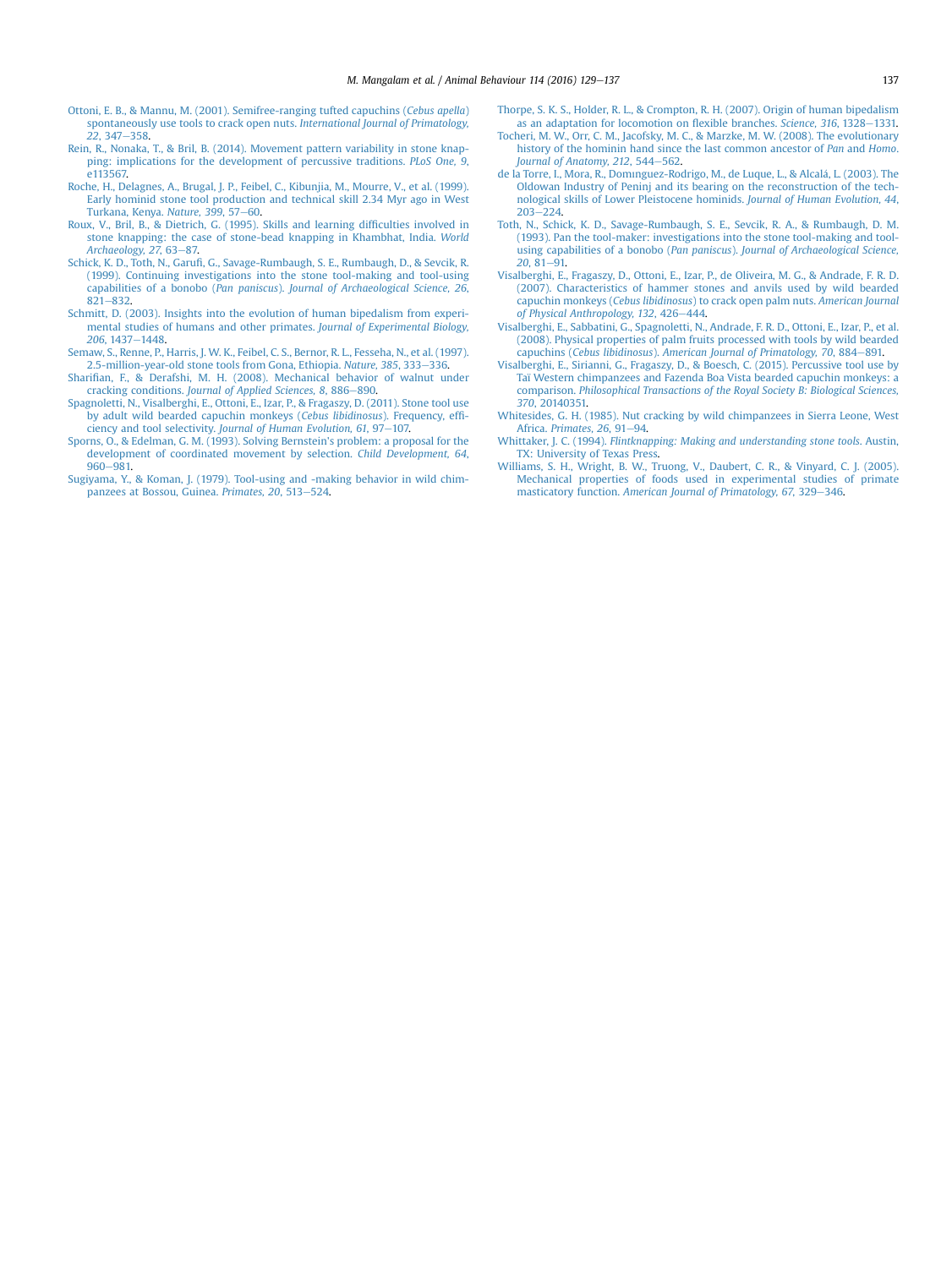Ottoni, E. B., & Mannu, M. (2001). Semifree-ranging tufted capuchins (*Cebus apella*) spontaneously use tools to crack open nuts. *International Journal of Primatology, 22*, 347–358.

Rein, R., Nonaka, T., & Bril, B. (2014). Movement pattern variability in stone knapping: implications for the development of percussive traditions. *PLoS One, 9*, e113567.

Roche, H., Delagnes, A., Brugal, J. P., Feibel, C., Kibunjia, M., Mourre, V., et al. (1999). Early hominid stone tool production and technical skill 2.34 Myr ago in West Turkana, Kenya. *Nature, 399*, 57–60.

Roux, V., Bril, B., & Dietrich, G. (1995). Skills and learning difficulties involved in stone knapping: the case of stone-bead knapping in Khambhat, India. *World Archaeology, 27*, 63–87.

Schick, K. D., Toth, N., Garufi, G., Savage-Rumbaugh, S. E., Rumbaugh, D., & Sevcik, R. (1999). Continuing investigations into the stone tool-making and tool-using capabilities of a bonobo (*Pan paniscus*). *Journal of Archaeological Science, 26*, 821–832.

Schmitt, D. (2003). Insights into the evolution of human bipedalism from experimental studies of humans and other primates. *Journal of Experimental Biology, 206*, 1437–1448.

Semaw, S., Renne, P., Harris, J. W. K., Feibel, C. S., Bernor, R. L., Fesseha, N., et al. (1997). 2.5-million-year-old stone tools from Gona, Ethiopia. *Nature, 385*, 333–336.

Sharifian, F., & Derafshi, M. H. (2008). Mechanical behavior of walnut under cracking conditions. *Journal of Applied Sciences, 8*, 886–890.

Spagnoletti, N., Visalberghi, E., Ottoni, E., Izar, P., & Fragaszy, D. (2011). Stone tool use by adult wild bearded capuchin monkeys (*Cebus libidinosus*). Frequency, efficiency and tool selectivity. *Journal of Human Evolution, 61*, 97–107.

Sporns, O., & Edelman, G. M. (1993). Solving Bernstein's problem: a proposal for the development of coordinated movement by selection. *Child Development, 64*, 960–981.

Sugiyama, Y., & Koman, J. (1979). Tool-using and -making behavior in wild chimpanzees at Bossou, Guinea. *Primates, 20*, 513–524.

Thorpe, S. K. S., Holder, R. L., & Crompton, R. H. (2007). Origin of human bipedalism as an adaptation for locomotion on flexible branches. *Science, 316*, 1328–1331.

Tocheri, M. W., Orr, C. M., Jacofsky, M. C., & Marzke, M. W. (2008). The evolutionary history of the hominin hand since the last common ancestor of *Pan* and *Homo*. *Journal of Anatomy, 212*, 544–562.

de la Torre, I., Mora, R., Domınguez-Rodrigo, M., de Luque, L., & Alcalá, L. (2003). The Oldowan Industry of Peninj and its bearing on the reconstruction of the technological skills of Lower Pleistocene hominids. *Journal of Human Evolution, 44*, 203–224.

Toth, N., Schick, K. D., Savage-Rumbaugh, S. E., Sevcik, R. A., & Rumbaugh, D. M. (1993). Pan the tool-maker: investigations into the stone tool-making and tool-using capabilities of a bonobo (*Pan paniscus*). *Journal of Archaeological Science, 20*, 81–91.

Visalberghi, E., Fragaszy, D., Ottoni, E., Izar, P., de Oliveira, M. G., & Andrade, F. R. D. (2007). Characteristics of hammer stones and anvils used by wild bearded capuchin monkeys (*Cebus libidinosus*) to crack open palm nuts. *American Journal of Physical Anthropology, 132*, 426–444.

Visalberghi, E., Sabbatini, G., Spagnoletti, N., Andrade, F. R. D., Ottoni, E., Izar, P., et al. (2008). Physical properties of palm fruits processed with tools by wild bearded capuchins (*Cebus libidinosus*). *American Journal of Primatology, 70*, 884–891.

Visalberghi, E., Sirianni, G., Fragaszy, D., & Boesch, C. (2015). Percussive tool use by Taï Western chimpanzees and Fazenda Boa Vista bearded capuchin monkeys: a comparison. *Philosophical Transactions of the Royal Society B: Biological Sciences, 370*, 20140351.

Whitesides, G. H. (1985). Nut cracking by wild chimpanzees in Sierra Leone, West Africa. *Primates, 26*, 91–94.

Whittaker, J. C. (1994). *Flintknapping: Making and understanding stone tools*. Austin, TX: University of Texas Press.

Williams, S. H., Wright, B. W., Truong, V., Daubert, C. R., & Vinyard, C. J. (2005). Mechanical properties of foods used in experimental studies of primate masticatory function. *American Journal of Primatology, 67*, 329–346.